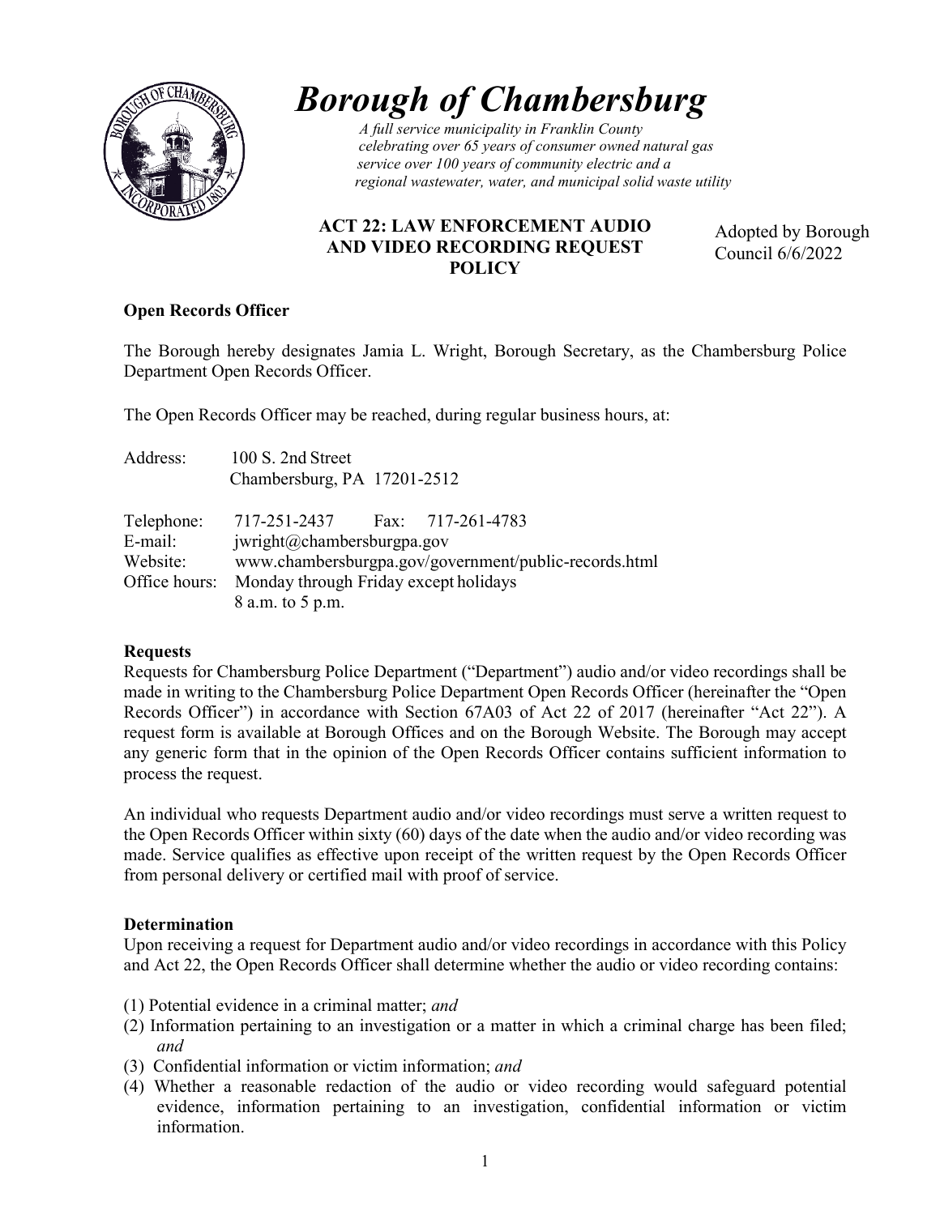# *Borough of Chambersburg*

*A full service municipality in Franklin County celebrating over 65 years of consumer owned natural gas service over 100 years of community electric and a regional wastewater, water, and municipal solid waste utility*

## ACT 22: LAW ENFORCEMENT AUDIO AND VIDEO RECORDING REQUEST POLICY

Adopted by Borough Council 6/6/2022

### Open Records Officer

The Borough hereby designates Jamia L. Wright, Borough Secretary, as the Chambersburg Police Department Open Records Officer.

The Open Records Officer may be reached, during regular business hours, at:

Address: 100 S. 2nd Street
Chambersburg, PA 17201-2512

Telephone: 717-251-2437 Fax: 717-261-4783
E-mail: jwright@chambersburgpa.gov
Website: www.chambersburgpa.gov/government/public-records.html
Office hours: Monday through Friday except holidays
8 a.m. to 5 p.m.

### Requests

Requests for Chambersburg Police Department ("Department") audio and/or video recordings shall be made in writing to the Chambersburg Police Department Open Records Officer (hereinafter the "Open Records Officer") in accordance with Section 67A03 of Act 22 of 2017 (hereinafter "Act 22"). A request form is available at Borough Offices and on the Borough Website. The Borough may accept any generic form that in the opinion of the Open Records Officer contains sufficient information to process the request.

An individual who requests Department audio and/or video recordings must serve a written request to the Open Records Officer within sixty (60) days of the date when the audio and/or video recording was made. Service qualifies as effective upon receipt of the written request by the Open Records Officer from personal delivery or certified mail with proof of service.

### Determination

Upon receiving a request for Department audio and/or video recordings in accordance with this Policy and Act 22, the Open Records Officer shall determine whether the audio or video recording contains:

(1) Potential evidence in a criminal matter; *and*
(2) Information pertaining to an investigation or a matter in which a criminal charge has been filed; *and*
(3) Confidential information or victim information; *and*
(4) Whether a reasonable redaction of the audio or video recording would safeguard potential evidence, information pertaining to an investigation, confidential information or victim information.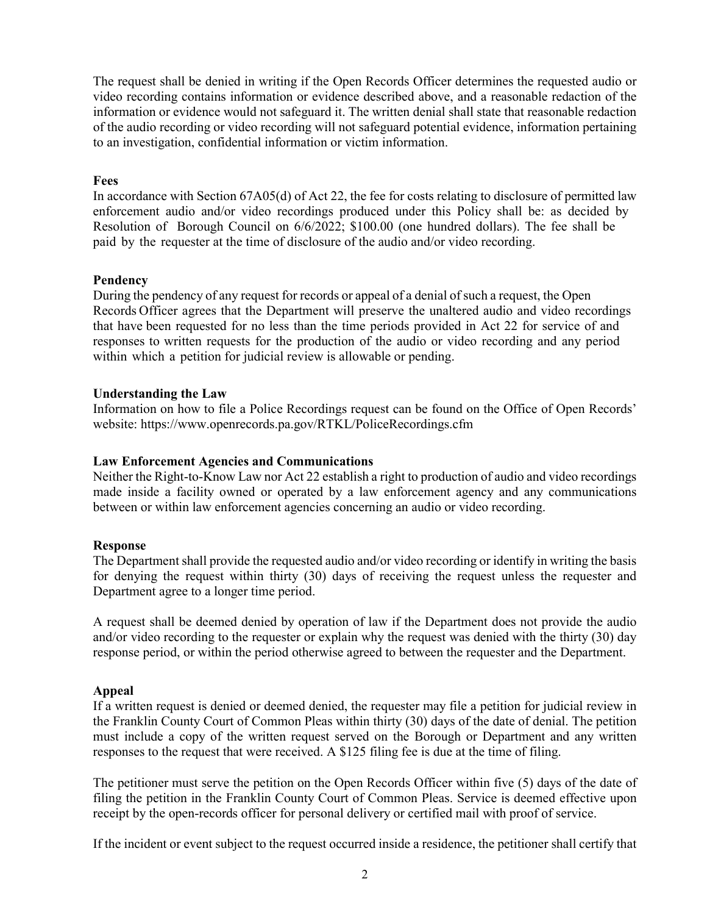The request shall be denied in writing if the Open Records Officer determines the requested audio or video recording contains information or evidence described above, and a reasonable redaction of the information or evidence would not safeguard it. The written denial shall state that reasonable redaction of the audio recording or video recording will not safeguard potential evidence, information pertaining to an investigation, confidential information or victim information.

**Fees**

In accordance with Section 67A05(d) of Act 22, the fee for costs relating to disclosure of permitted law enforcement audio and/or video recordings produced under this Policy shall be: as decided by Resolution of Borough Council on 6/6/2022; $100.00 (one hundred dollars). The fee shall be paid by the requester at the time of disclosure of the audio and/or video recording.

**Pendency**

During the pendency of any request for records or appeal of a denial of such a request, the Open Records Officer agrees that the Department will preserve the unaltered audio and video recordings that have been requested for no less than the time periods provided in Act 22 for service of and responses to written requests for the production of the audio or video recording and any period within which a petition for judicial review is allowable or pending.

**Understanding the Law**

Information on how to file a Police Recordings request can be found on the Office of Open Records' website: https://www.openrecords.pa.gov/RTKL/PoliceRecordings.cfm

**Law Enforcement Agencies and Communications**

Neither the Right-to-Know Law nor Act 22 establish a right to production of audio and video recordings made inside a facility owned or operated by a law enforcement agency and any communications between or within law enforcement agencies concerning an audio or video recording.

**Response**

The Department shall provide the requested audio and/or video recording or identify in writing the basis for denying the request within thirty (30) days of receiving the request unless the requester and Department agree to a longer time period.

A request shall be deemed denied by operation of law if the Department does not provide the audio and/or video recording to the requester or explain why the request was denied with the thirty (30) day response period, or within the period otherwise agreed to between the requester and the Department.

**Appeal**

If a written request is denied or deemed denied, the requester may file a petition for judicial review in the Franklin County Court of Common Pleas within thirty (30) days of the date of denial. The petition must include a copy of the written request served on the Borough or Department and any written responses to the request that were received. A $125 filing fee is due at the time of filing.

The petitioner must serve the petition on the Open Records Officer within five (5) days of the date of filing the petition in the Franklin County Court of Common Pleas. Service is deemed effective upon receipt by the open-records officer for personal delivery or certified mail with proof of service.

If the incident or event subject to the request occurred inside a residence, the petitioner shall certify that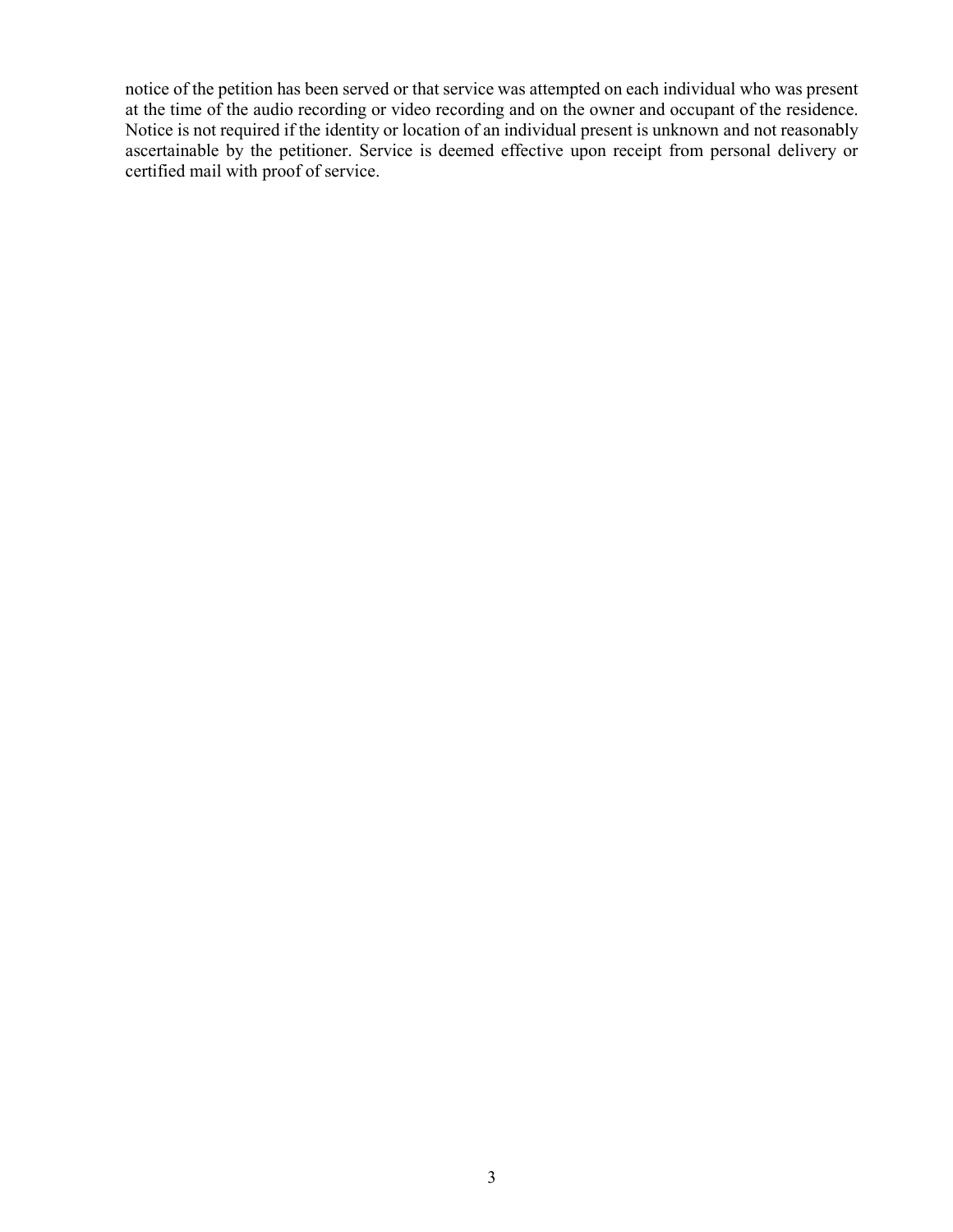notice of the petition has been served or that service was attempted on each individual who was present at the time of the audio recording or video recording and on the owner and occupant of the residence. Notice is not required if the identity or location of an individual present is unknown and not reasonably ascertainable by the petitioner. Service is deemed effective upon receipt from personal delivery or certified mail with proof of service.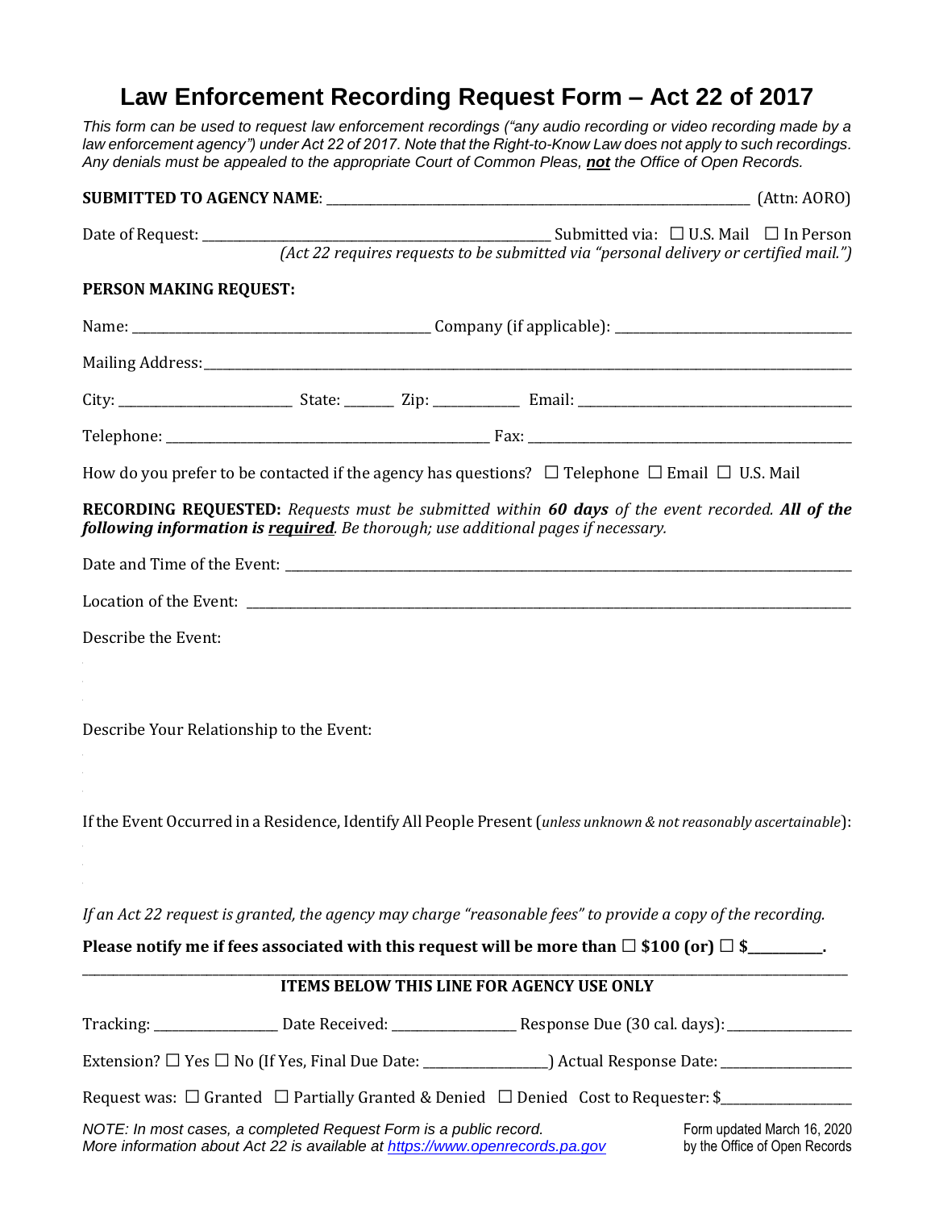# Law Enforcement Recording Request Form – Act 22 of 2017

*This form can be used to request law enforcement recordings ("any audio recording or video recording made by a law enforcement agency") under Act 22 of 2017. Note that the Right-to-Know Law does not apply to such recordings. Any denials must be appealed to the appropriate Court of Common Pleas, **not** the Office of Open Records.*

**SUBMITTED TO AGENCY NAME**: ____________________________________________ (Attn: AORO)

Date of Request: ________________________________ Submitted via: ☐ U.S. Mail ☐ In Person
*(Act 22 requires requests to be submitted via "personal delivery or certified mail.")*

**PERSON MAKING REQUEST:**

Name: ______________________________ Company (if applicable): ___________________________

Mailing Address: ______________________________________________________________

City: ____________________ State: ______ Zip: __________ Email: ___________________________

Telephone: ___________________________________ Fax: ___________________________________

How do you prefer to be contacted if the agency has questions? ☐ Telephone ☐ Email ☐ U.S. Mail

**RECORDING REQUESTED:** *Requests must be submitted within **60 days** of the event recorded. **All of the following information is required**. Be thorough; use additional pages if necessary.*

Date and Time of the Event: ______________________________________________________________

Location of the Event: ______________________________________________________________

Describe the Event:

Describe Your Relationship to the Event:

If the Event Occurred in a Residence, Identify All People Present (*unless unknown & not reasonably ascertainable*):

*If an Act 22 request is granted, the agency may charge "reasonable fees" to provide a copy of the recording.*

**Please notify me if fees associated with this request will be more than ☐ $100 (or) ☐ $__________.**

---

**ITEMS BELOW THIS LINE FOR AGENCY USE ONLY**

Tracking: ______________ Date Received: ______________ Response Due (30 cal. days): ______________

Extension? ☐ Yes ☐ No (If Yes, Final Due Date: ______________) Actual Response Date: ______________

Request was: ☐ Granted ☐ Partially Granted & Denied ☐ Denied Cost to Requester: $______________

*NOTE: In most cases, a completed Request Form is a public record.*
*More information about Act 22 is available at https://www.openrecords.pa.gov*

Form updated March 16, 2020
by the Office of Open Records